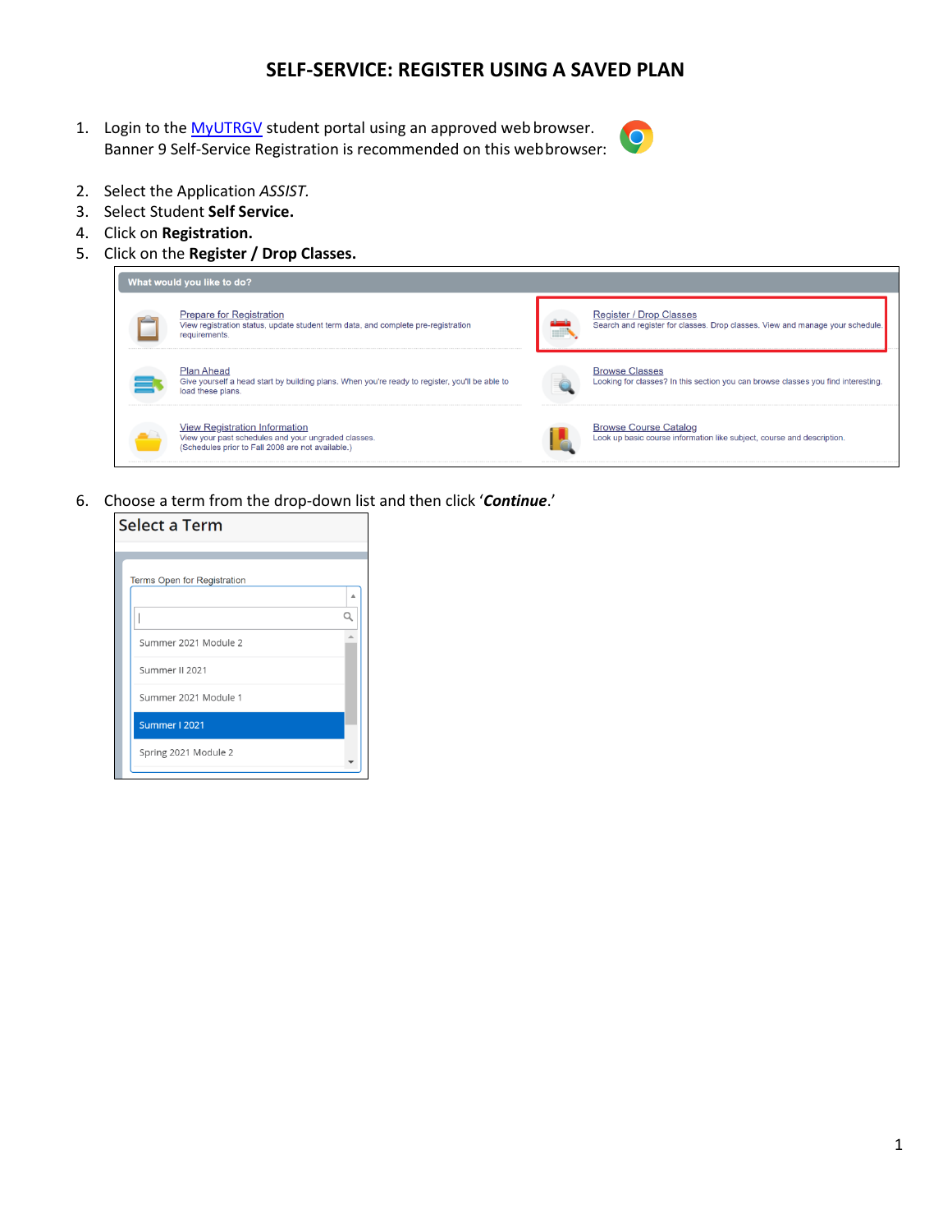# SELF-SERVICE: REGISTER USING A SAVED PLAN

1. Login to the MyUTRGV student portal using an approved web browser. Banner 9 Self-Service Registration is recommended on this web browser:
2. Select the Application *ASSIST.*
3. Select Student **Self Service.**
4. Click on **Registration.**
5. Click on the **Register / Drop Classes.**

   What would you like to do?

   - Prepare for Registration – View registration status, update student term data, and complete pre-registration requirements.
   - Register / Drop Classes – Search and register for classes. Drop classes. View and manage your schedule.
   - Plan Ahead – Give yourself a head start by building plans. When you're ready to register, you'll be able to load these plans.
   - Browse Classes – Looking for classes? In this section you can browse classes you find interesting.
   - View Registration Information – View your past schedules and your ungraded classes. (Schedules prior to Fall 2006 are not available.)
   - Browse Course Catalog – Look up basic course information like subject, course and description.

6. Choose a term from the drop-down list and then click '***Continue***.'

   Select a Term

   Terms Open for Registration

   - Summer 2021 Module 2
   - Summer II 2021
   - Summer 2021 Module 1
   - Summer I 2021
   - Spring 2021 Module 2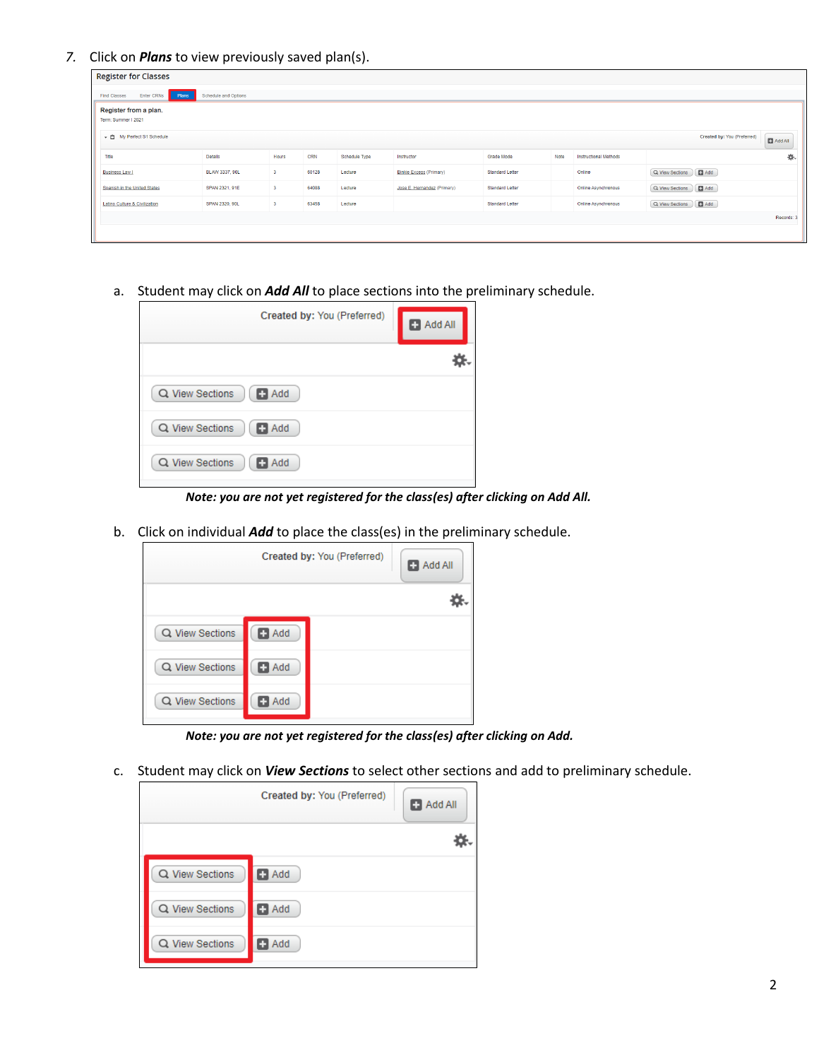7. Click on ***Plans*** to view previously saved plan(s).

Register for Classes

Find Classes | Enter CRNs | Plans | Schedule and Options

Register from a plan.

Term: Summer I 2021

My Perfect S1 Schedule — Created by: You (Preferred) — Add All

| Title | Details | Hours | CRN | Schedule Type | Instructor | Grade Mode | Note | Instructional Methods | |
|---|---|---|---|---|---|---|---|---|---|
| Business Law I | BLAW 3337, 90L | 3 | 60128 | Lecture | Binkie Excess (Primary) | Standard Letter | | Online | View Sections / Add |
| Spanish in the United States | SPAN 2321, 91E | 3 | 64088 | Lecture | Jose E. Hernandez (Primary) | Standard Letter | | Online Asynchronous | View Sections / Add |
| Latino Culture & Civilization | SPAN 2320, 90L | 3 | 63458 | Lecture | | Standard Letter | | Online Asynchronous | View Sections / Add |

Records: 3

a. Student may click on ***Add All*** to place sections into the preliminary schedule.

Created by: You (Preferred) — Add All

View Sections — Add
View Sections — Add
View Sections — Add

***Note: you are not yet registered for the class(es) after clicking on Add All.***

b. Click on individual ***Add*** to place the class(es) in the preliminary schedule.

Created by: You (Preferred) — Add All

View Sections — Add
View Sections — Add
View Sections — Add

***Note: you are not yet registered for the class(es) after clicking on Add.***

c. Student may click on ***View Sections*** to select other sections and add to preliminary schedule.

Created by: You (Preferred) — Add All

View Sections — Add
View Sections — Add
View Sections — Add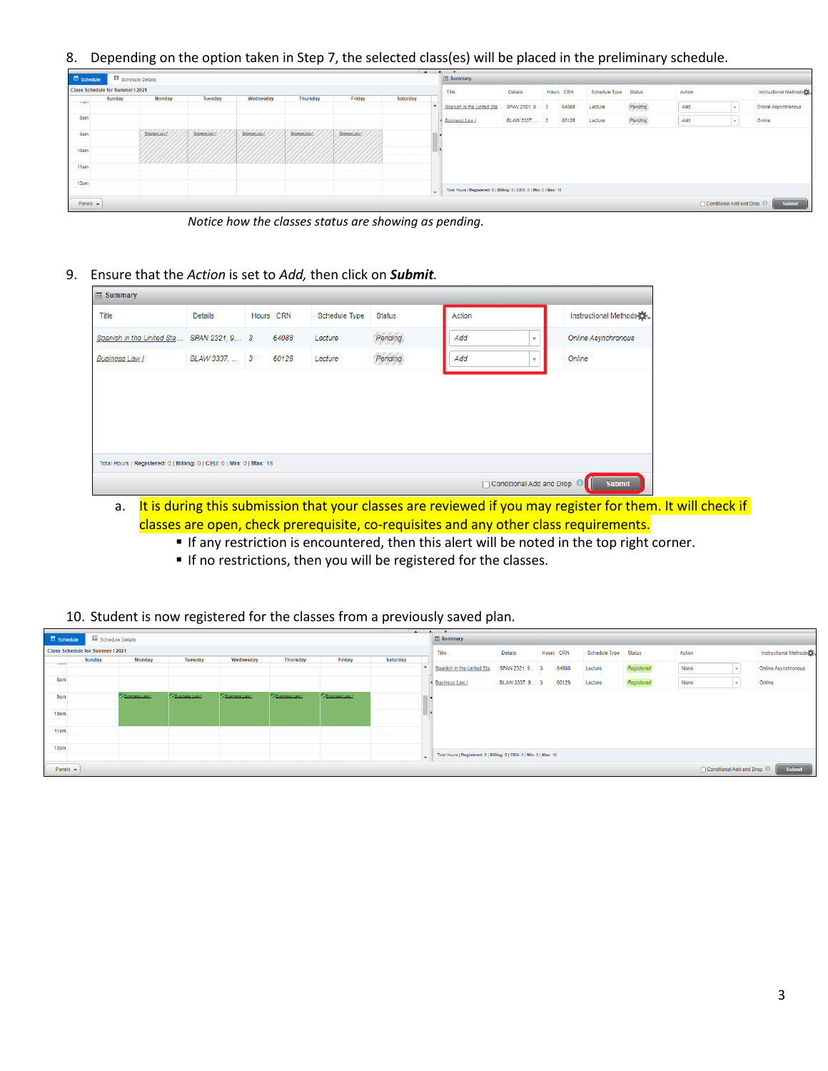8. Depending on the option taken in Step 7, the selected class(es) will be placed in the preliminary schedule.

*Notice how the classes status are showing as pending.*

9. Ensure that the *Action* is set to *Add,* then click on ***Submit***.

   a. It is during this submission that your classes are reviewed if you may register for them. It will check if classes are open, check prerequisite, co-requisites and any other class requirements.
      - If any restriction is encountered, then this alert will be noted in the top right corner.
      - If no restrictions, then you will be registered for the classes.

10. Student is now registered for the classes from a previously saved plan.